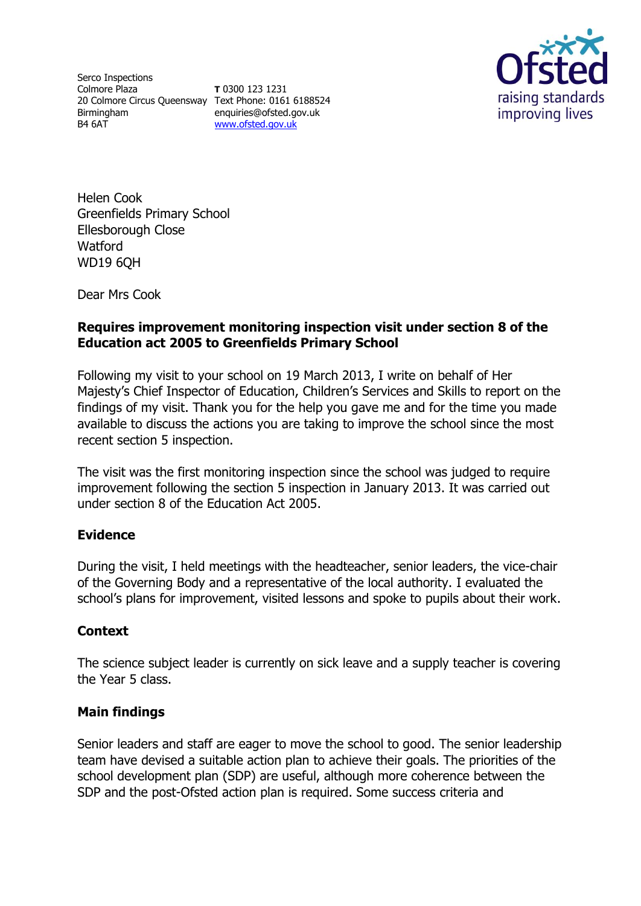Serco Inspections
Colmore Plaza
20 Colmore Circus Queensway
Birmingham
B4 6AT

**T** 0300 123 1231
Text Phone: 0161 6188524
enquiries@ofsted.gov.uk
www.ofsted.gov.uk

Helen Cook
Greenfields Primary School
Ellesborough Close
Watford
WD19 6QH

Dear Mrs Cook

**Requires improvement monitoring inspection visit under section 8 of the Education act 2005 to Greenfields Primary School**

Following my visit to your school on 19 March 2013, I write on behalf of Her Majesty's Chief Inspector of Education, Children's Services and Skills to report on the findings of my visit. Thank you for the help you gave me and for the time you made available to discuss the actions you are taking to improve the school since the most recent section 5 inspection.

The visit was the first monitoring inspection since the school was judged to require improvement following the section 5 inspection in January 2013. It was carried out under section 8 of the Education Act 2005.

## Evidence

During the visit, I held meetings with the headteacher, senior leaders, the vice-chair of the Governing Body and a representative of the local authority. I evaluated the school's plans for improvement, visited lessons and spoke to pupils about their work.

## Context

The science subject leader is currently on sick leave and a supply teacher is covering the Year 5 class.

## Main findings

Senior leaders and staff are eager to move the school to good. The senior leadership team have devised a suitable action plan to achieve their goals. The priorities of the school development plan (SDP) are useful, although more coherence between the SDP and the post-Ofsted action plan is required. Some success criteria and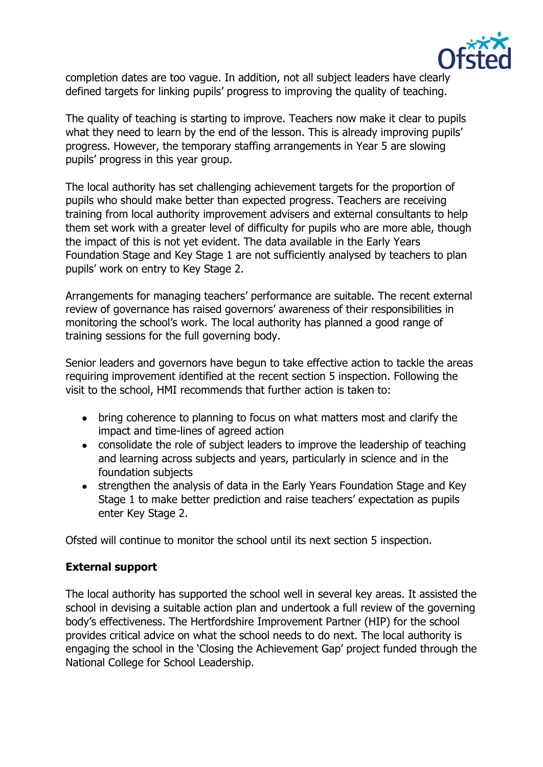completion dates are too vague. In addition, not all subject leaders have clearly defined targets for linking pupils' progress to improving the quality of teaching.

The quality of teaching is starting to improve. Teachers now make it clear to pupils what they need to learn by the end of the lesson. This is already improving pupils' progress. However, the temporary staffing arrangements in Year 5 are slowing pupils' progress in this year group.

The local authority has set challenging achievement targets for the proportion of pupils who should make better than expected progress. Teachers are receiving training from local authority improvement advisers and external consultants to help them set work with a greater level of difficulty for pupils who are more able, though the impact of this is not yet evident. The data available in the Early Years Foundation Stage and Key Stage 1 are not sufficiently analysed by teachers to plan pupils' work on entry to Key Stage 2.

Arrangements for managing teachers' performance are suitable. The recent external review of governance has raised governors' awareness of their responsibilities in monitoring the school's work. The local authority has planned a good range of training sessions for the full governing body.

Senior leaders and governors have begun to take effective action to tackle the areas requiring improvement identified at the recent section 5 inspection. Following the visit to the school, HMI recommends that further action is taken to:

- bring coherence to planning to focus on what matters most and clarify the impact and time-lines of agreed action
- consolidate the role of subject leaders to improve the leadership of teaching and learning across subjects and years, particularly in science and in the foundation subjects
- strengthen the analysis of data in the Early Years Foundation Stage and Key Stage 1 to make better prediction and raise teachers' expectation as pupils enter Key Stage 2.

Ofsted will continue to monitor the school until its next section 5 inspection.

**External support**

The local authority has supported the school well in several key areas. It assisted the school in devising a suitable action plan and undertook a full review of the governing body's effectiveness. The Hertfordshire Improvement Partner (HIP) for the school provides critical advice on what the school needs to do next. The local authority is engaging the school in the 'Closing the Achievement Gap' project funded through the National College for School Leadership.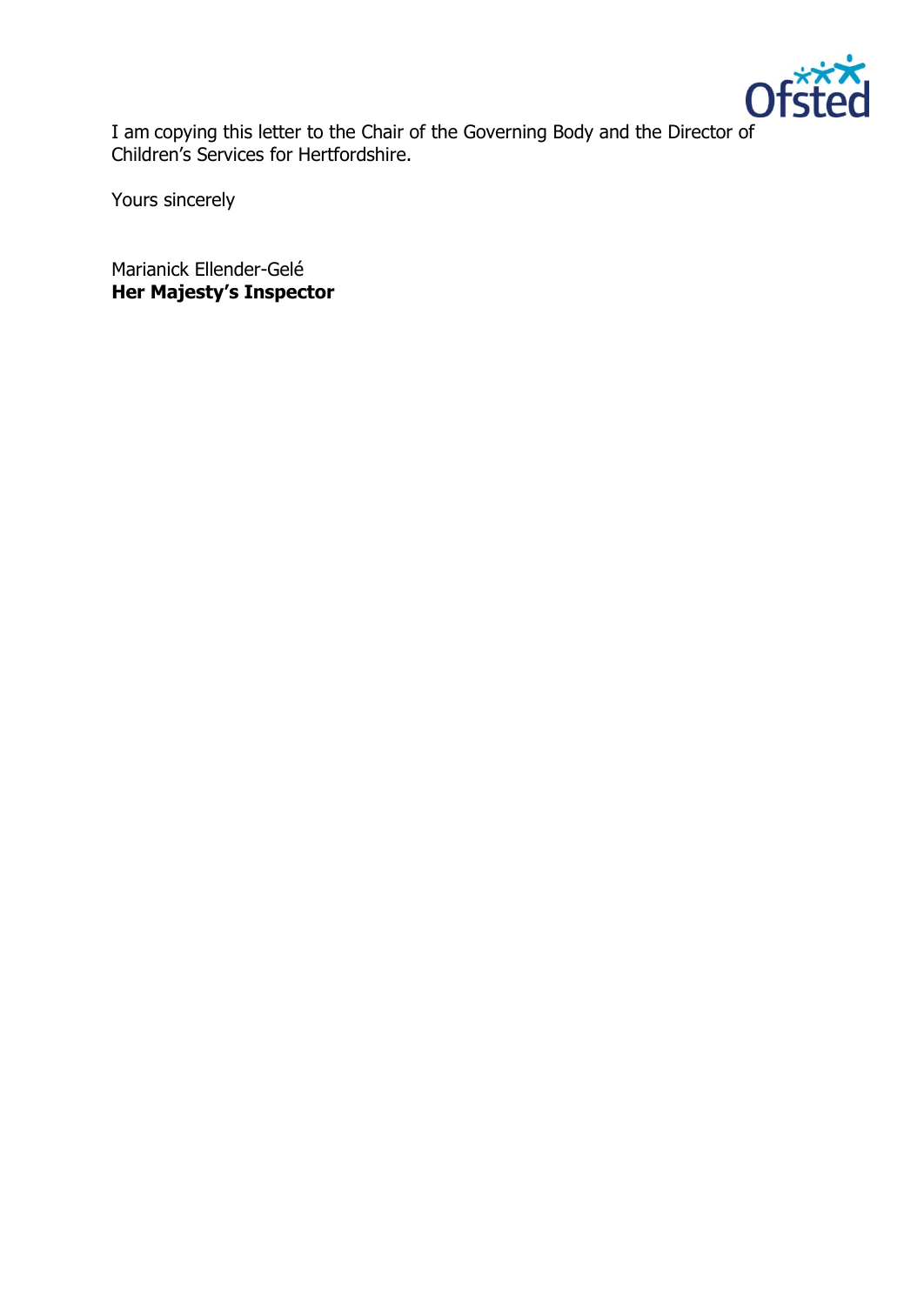I am copying this letter to the Chair of the Governing Body and the Director of Children's Services for Hertfordshire.

Yours sincerely

Marianick Ellender-Gelé
**Her Majesty's Inspector**